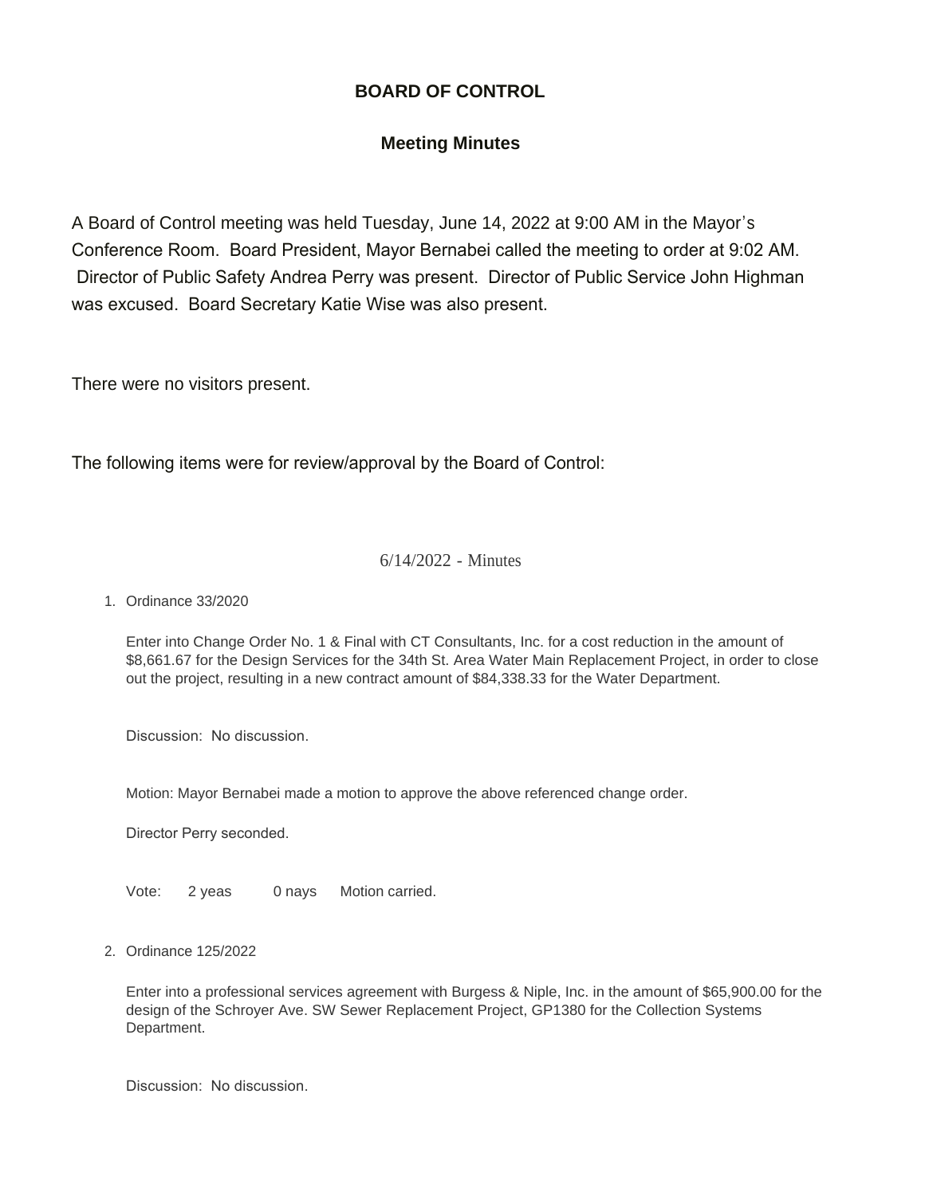# BOARD OF CONTROL

## Meeting Minutes

A Board of Control meeting was held Tuesday, June 14, 2022 at 9:00 AM in the Mayor's Conference Room. Board President, Mayor Bernabei called the meeting to order at 9:02 AM. Director of Public Safety Andrea Perry was present. Director of Public Service John Highman was excused. Board Secretary Katie Wise was also present.

There were no visitors present.

The following items were for review/approval by the Board of Control:

6/14/2022 - Minutes

1. Ordinance 33/2020

   Enter into Change Order No. 1 & Final with CT Consultants, Inc. for a cost reduction in the amount of $8,661.67 for the Design Services for the 34th St. Area Water Main Replacement Project, in order to close out the project, resulting in a new contract amount of $84,338.33 for the Water Department.

   Discussion: No discussion.

   Motion: Mayor Bernabei made a motion to approve the above referenced change order.

   Director Perry seconded.

   Vote: 2 yeas 0 nays Motion carried.

2. Ordinance 125/2022

   Enter into a professional services agreement with Burgess & Niple, Inc. in the amount of $65,900.00 for the design of the Schroyer Ave. SW Sewer Replacement Project, GP1380 for the Collection Systems Department.

   Discussion: No discussion.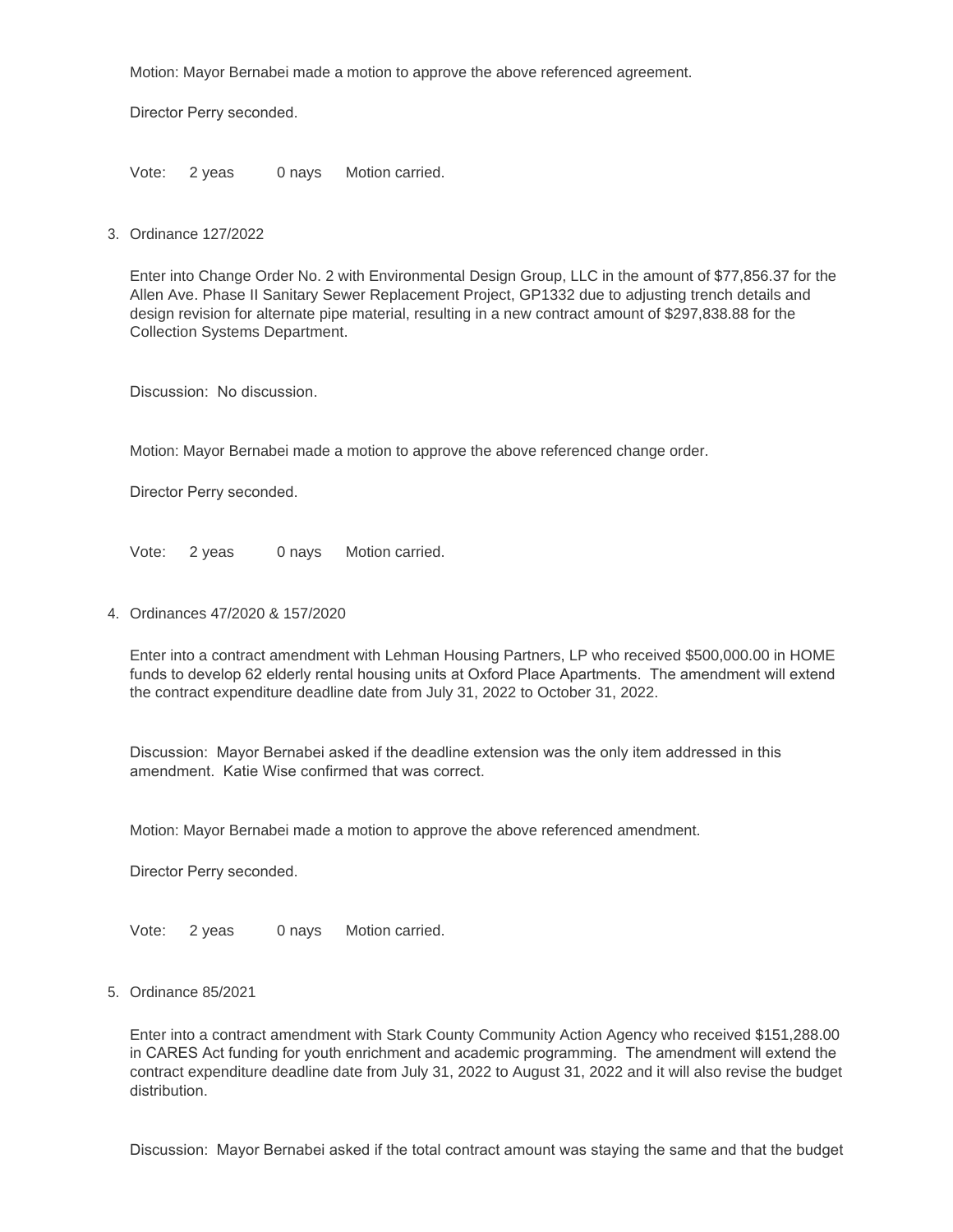Motion: Mayor Bernabei made a motion to approve the above referenced agreement.

Director Perry seconded.

Vote: 2 yeas 0 nays Motion carried.

3. Ordinance 127/2022

   Enter into Change Order No. 2 with Environmental Design Group, LLC in the amount of $77,856.37 for the Allen Ave. Phase II Sanitary Sewer Replacement Project, GP1332 due to adjusting trench details and design revision for alternate pipe material, resulting in a new contract amount of $297,838.88 for the Collection Systems Department.

   Discussion: No discussion.

   Motion: Mayor Bernabei made a motion to approve the above referenced change order.

   Director Perry seconded.

   Vote: 2 yeas 0 nays Motion carried.

4. Ordinances 47/2020 & 157/2020

   Enter into a contract amendment with Lehman Housing Partners, LP who received $500,000.00 in HOME funds to develop 62 elderly rental housing units at Oxford Place Apartments. The amendment will extend the contract expenditure deadline date from July 31, 2022 to October 31, 2022.

   Discussion: Mayor Bernabei asked if the deadline extension was the only item addressed in this amendment. Katie Wise confirmed that was correct.

   Motion: Mayor Bernabei made a motion to approve the above referenced amendment.

   Director Perry seconded.

   Vote: 2 yeas 0 nays Motion carried.

5. Ordinance 85/2021

   Enter into a contract amendment with Stark County Community Action Agency who received $151,288.00 in CARES Act funding for youth enrichment and academic programming. The amendment will extend the contract expenditure deadline date from July 31, 2022 to August 31, 2022 and it will also revise the budget distribution.

   Discussion: Mayor Bernabei asked if the total contract amount was staying the same and that the budget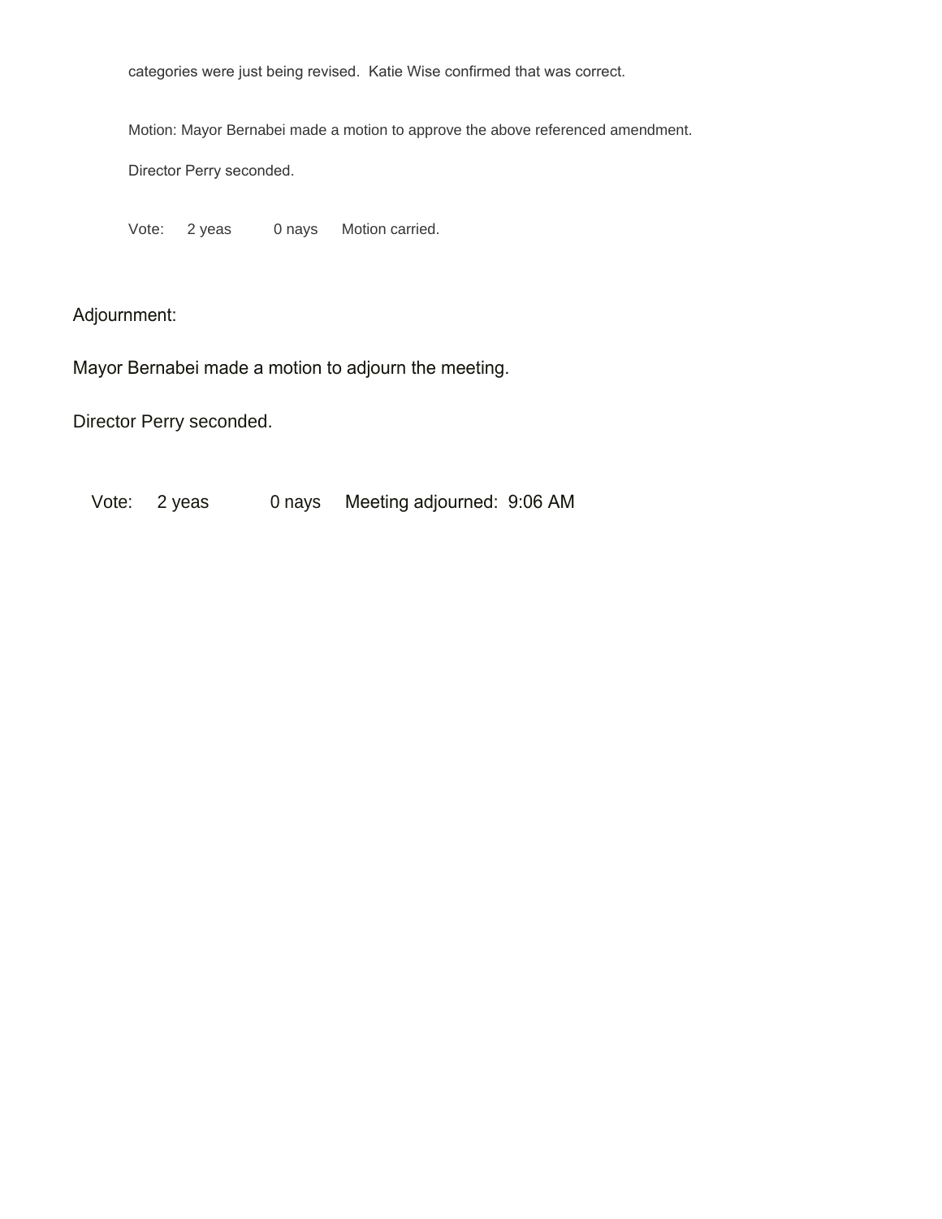categories were just being revised. Katie Wise confirmed that was correct.

Motion: Mayor Bernabei made a motion to approve the above referenced amendment.

Director Perry seconded.

Vote: 2 yeas 0 nays Motion carried.

Adjournment:

Mayor Bernabei made a motion to adjourn the meeting.

Director Perry seconded.

Vote: 2 yeas 0 nays Meeting adjourned: 9:06 AM